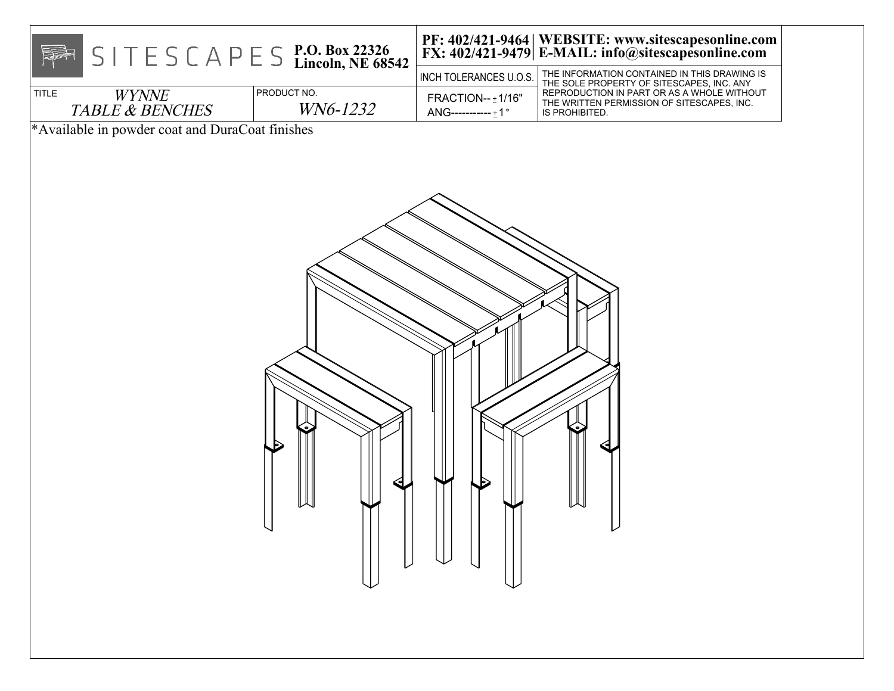SITESCAPES **P.O. Box 22326 Lincoln, NE 68542**

**PF: 402/421-9464 | WEBSITE: www.sitescapesonline.com**
**FX: 402/421-9479 | E-MAIL: info@sitescapesonline.com**

| TITLE | PRODUCT NO. | INCH TOLERANCES U.O.S. | |
|---|---|---|---|
| *WYNNE TABLE & BENCHES* | *WN6-1232* | FRACTION-- ± 1/16" ANG----------- ± 1° | THE INFORMATION CONTAINED IN THIS DRAWING IS THE SOLE PROPERTY OF SITESCAPES, INC. ANY REPRODUCTION IN PART OR AS A WHOLE WITHOUT THE WRITTEN PERMISSION OF SITESCAPES, INC. IS PROHIBITED. |

*Available in powder coat and DuraCoat finishes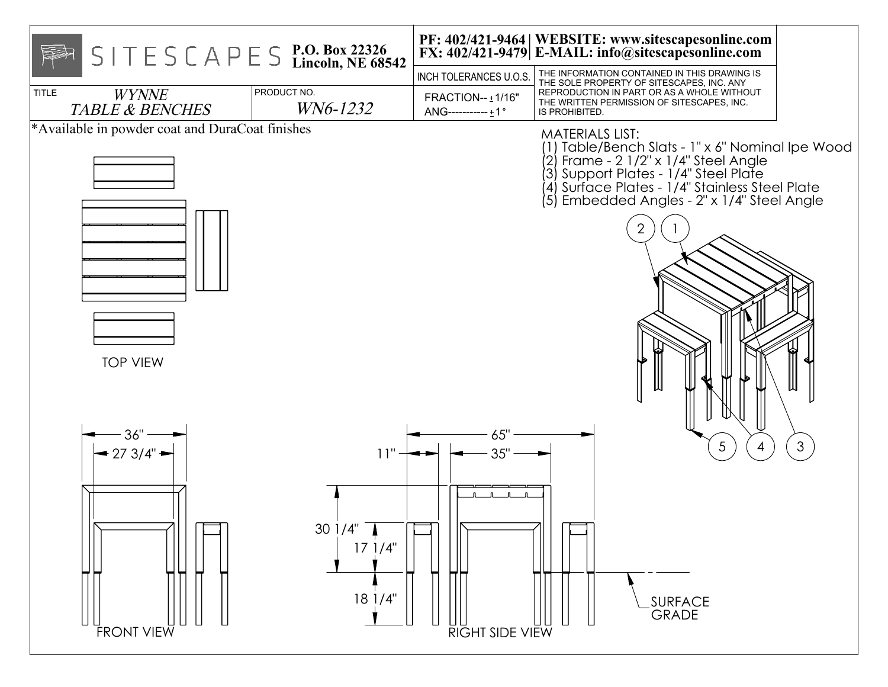SITESCAPES P.O. Box 22326 Lincoln, NE 68542

PF: 402/421-9464 | WEBSITE: www.sitescapesonline.com
FX: 402/421-9479 | E-MAIL: info@sitescapesonline.com

INCH TOLERANCES U.O.S.

FRACTION-- ± 1/16"
ANG----------- ± 1°

THE INFORMATION CONTAINED IN THIS DRAWING IS THE SOLE PROPERTY OF SITESCAPES, INC. ANY REPRODUCTION IN PART OR AS A WHOLE WITHOUT THE WRITTEN PERMISSION OF SITESCAPES, INC. IS PROHIBITED.

TITLE *WYNNE TABLE & BENCHES*

PRODUCT NO. *WN6-1232*

*Available in powder coat and DuraCoat finishes

MATERIALS LIST:
(1) Table/Bench Slats - 1" x 6" Nominal Ipe Wood
(2) Frame - 2 1/2" x 1/4" Steel Angle
(3) Support Plates - 1/4" Steel Plate
(4) Surface Plates - 1/4" Stainless Steel Plate
(5) Embedded Angles - 2" x 1/4" Steel Angle

TOP VIEW

36"
27 3/4"

FRONT VIEW

65"
11"
35"
30 1/4"
17 1/4"
18 1/4"

SURFACE GRADE

RIGHT SIDE VIEW